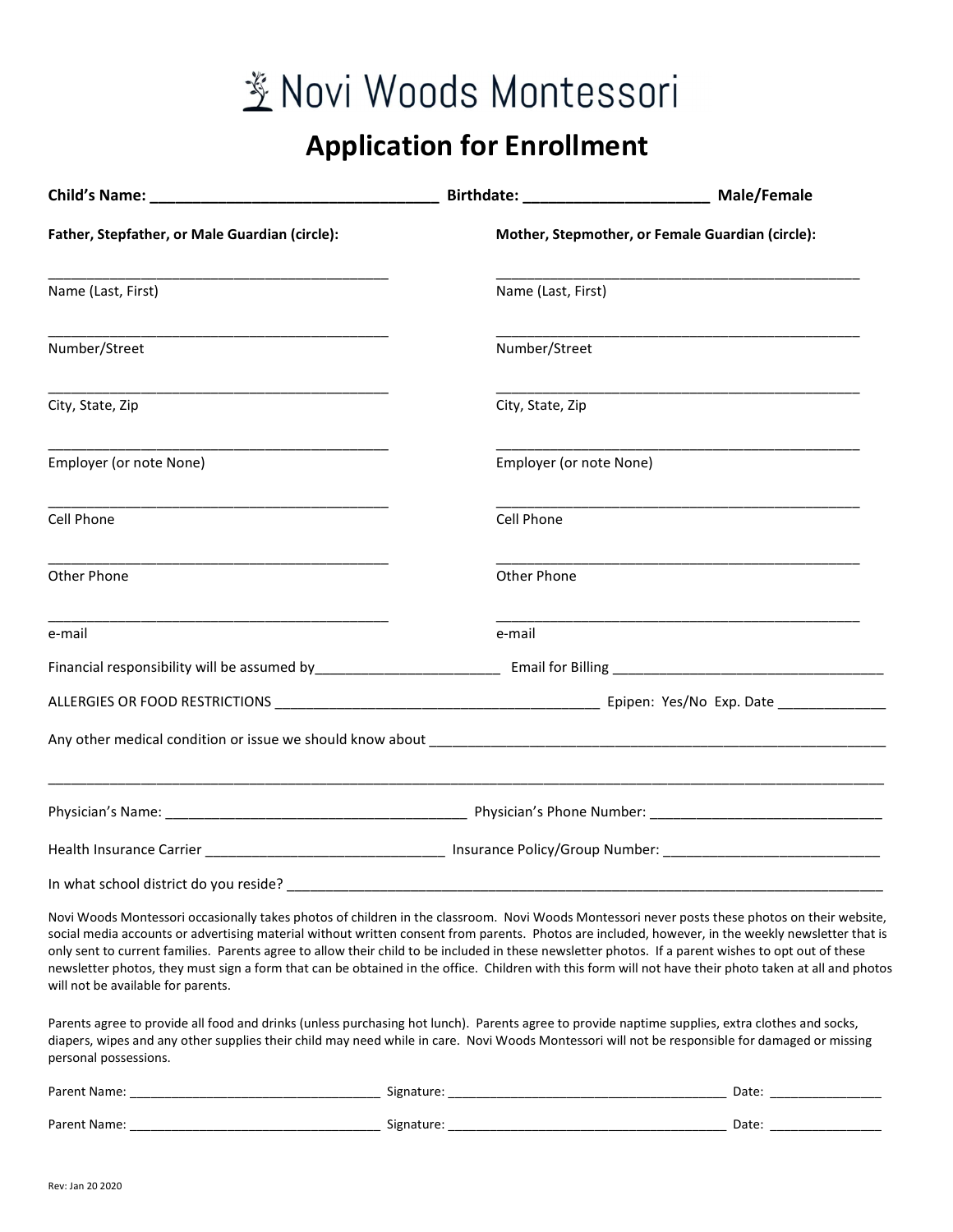# Novi Woods Montessori

## Application for Enrollment

**Child's Name:** ________________________________ **Birthdate:** ____________________ **Male/Female**

**Father, Stepfather, or Male Guardian (circle):**

_____________________________________________
Name (Last, First)

_____________________________________________
Number/Street

_____________________________________________
City, State, Zip

_____________________________________________
Employer (or note None)

_____________________________________________
Cell Phone

_____________________________________________
Other Phone

_____________________________________________
e-mail

**Mother, Stepmother, or Female Guardian (circle):**

_____________________________________________
Name (Last, First)

_____________________________________________
Number/Street

_____________________________________________
City, State, Zip

_____________________________________________
Employer (or note None)

_____________________________________________
Cell Phone

_____________________________________________
Other Phone

_____________________________________________
e-mail

Financial responsibility will be assumed by________________________ Email for Billing ___________________________________

ALLERGIES OR FOOD RESTRICTIONS __________________________________________ Epipen: Yes/No Exp. Date ______________

Any other medical condition or issue we should know about _____________________________________________________________

_____________________________________________________________________________________________________

Physician's Name: _______________________________________ Physician's Phone Number: ______________________________

Health Insurance Carrier _______________________________ Insurance Policy/Group Number: ___________________________

In what school district do you reside? ____________________________________________________________________________

Novi Woods Montessori occasionally takes photos of children in the classroom. Novi Woods Montessori never posts these photos on their website, social media accounts or advertising material without written consent from parents. Photos are included, however, in the weekly newsletter that is only sent to current families. Parents agree to allow their child to be included in these newsletter photos. If a parent wishes to opt out of these newsletter photos, they must sign a form that can be obtained in the office. Children with this form will not have their photo taken at all and photos will not be available for parents.

Parents agree to provide all food and drinks (unless purchasing hot lunch). Parents agree to provide naptime supplies, extra clothes and socks, diapers, wipes and any other supplies their child may need while in care. Novi Woods Montessori will not be responsible for damaged or missing personal possessions.

Parent Name: ___________________________________ Signature: _______________________________________ Date: _______________

Parent Name: ___________________________________ Signature: _______________________________________ Date: _______________

Rev: Jan 20 2020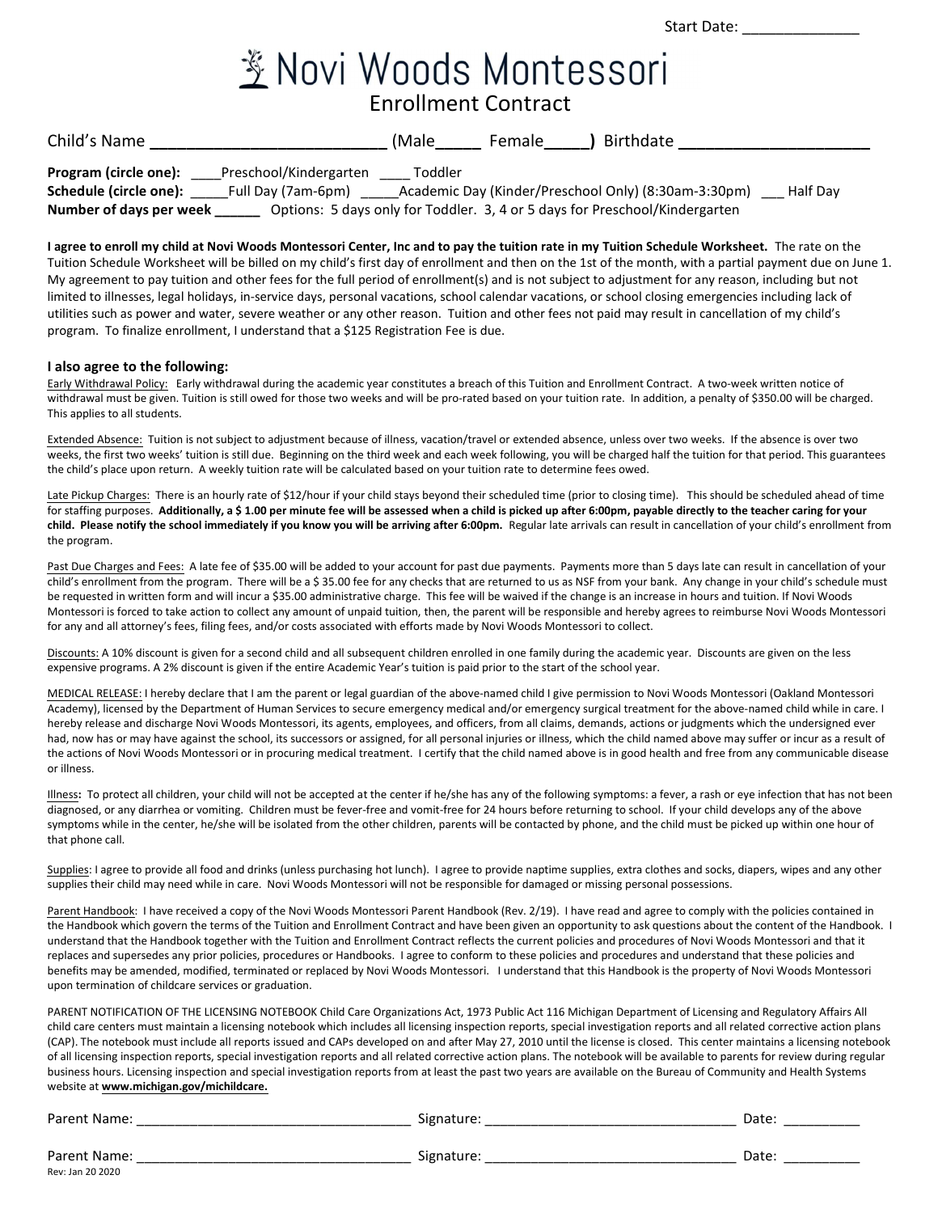Start Date: _____________

# Novi Woods Montessori

## Enrollment Contract

Child's Name __________________________ (Male_____ Female_____) Birthdate ______________________

**Program (circle one):** ____Preschool/Kindergarten ____ Toddler
**Schedule (circle one):** _____Full Day (7am-6pm) _____Academic Day (Kinder/Preschool Only) (8:30am-3:30pm) ___ Half Day
**Number of days per week ______** Options: 5 days only for Toddler. 3, 4 or 5 days for Preschool/Kindergarten

**I agree to enroll my child at Novi Woods Montessori Center, Inc and to pay the tuition rate in my Tuition Schedule Worksheet.** The rate on the Tuition Schedule Worksheet will be billed on my child's first day of enrollment and then on the 1st of the month, with a partial payment due on June 1. My agreement to pay tuition and other fees for the full period of enrollment(s) and is not subject to adjustment for any reason, including but not limited to illnesses, legal holidays, in-service days, personal vacations, school calendar vacations, or school closing emergencies including lack of utilities such as power and water, severe weather or any other reason. Tuition and other fees not paid may result in cancellation of my child's program. To finalize enrollment, I understand that a $125 Registration Fee is due.

### I also agree to the following:

Early Withdrawal Policy: Early withdrawal during the academic year constitutes a breach of this Tuition and Enrollment Contract. A two-week written notice of withdrawal must be given. Tuition is still owed for those two weeks and will be pro-rated based on your tuition rate. In addition, a penalty of $350.00 will be charged. This applies to all students.

Extended Absence: Tuition is not subject to adjustment because of illness, vacation/travel or extended absence, unless over two weeks. If the absence is over two weeks, the first two weeks' tuition is still due. Beginning on the third week and each week following, you will be charged half the tuition for that period. This guarantees the child's place upon return. A weekly tuition rate will be calculated based on your tuition rate to determine fees owed.

Late Pickup Charges: There is an hourly rate of $12/hour if your child stays beyond their scheduled time (prior to closing time). This should be scheduled ahead of time for staffing purposes. **Additionally, a $ 1.00 per minute fee will be assessed when a child is picked up after 6:00pm, payable directly to the teacher caring for your child. Please notify the school immediately if you know you will be arriving after 6:00pm.** Regular late arrivals can result in cancellation of your child's enrollment from the program.

Past Due Charges and Fees: A late fee of $35.00 will be added to your account for past due payments. Payments more than 5 days late can result in cancellation of your child's enrollment from the program. There will be a $ 35.00 fee for any checks that are returned to us as NSF from your bank. Any change in your child's schedule must be requested in written form and will incur a $35.00 administrative charge. This fee will be waived if the change is an increase in hours and tuition. If Novi Woods Montessori is forced to take action to collect any amount of unpaid tuition, then, the parent will be responsible and hereby agrees to reimburse Novi Woods Montessori for any and all attorney's fees, filing fees, and/or costs associated with efforts made by Novi Woods Montessori to collect.

Discounts: A 10% discount is given for a second child and all subsequent children enrolled in one family during the academic year. Discounts are given on the less expensive programs. A 2% discount is given if the entire Academic Year's tuition is paid prior to the start of the school year.

MEDICAL RELEASE: I hereby declare that I am the parent or legal guardian of the above-named child I give permission to Novi Woods Montessori (Oakland Montessori Academy), licensed by the Department of Human Services to secure emergency medical and/or emergency surgical treatment for the above-named child while in care. I hereby release and discharge Novi Woods Montessori, its agents, employees, and officers, from all claims, demands, actions or judgments which the undersigned ever had, now has or may have against the school, its successors or assigned, for all personal injuries or illness, which the child named above may suffer or incur as a result of the actions of Novi Woods Montessori or in procuring medical treatment. I certify that the child named above is in good health and free from any communicable disease or illness.

Illness**:** To protect all children, your child will not be accepted at the center if he/she has any of the following symptoms: a fever, a rash or eye infection that has not been diagnosed, or any diarrhea or vomiting. Children must be fever-free and vomit-free for 24 hours before returning to school. If your child develops any of the above symptoms while in the center, he/she will be isolated from the other children, parents will be contacted by phone, and the child must be picked up within one hour of that phone call.

Supplies: I agree to provide all food and drinks (unless purchasing hot lunch). I agree to provide naptime supplies, extra clothes and socks, diapers, wipes and any other supplies their child may need while in care. Novi Woods Montessori will not be responsible for damaged or missing personal possessions.

Parent Handbook: I have received a copy of the Novi Woods Montessori Parent Handbook (Rev. 2/19). I have read and agree to comply with the policies contained in the Handbook which govern the terms of the Tuition and Enrollment Contract and have been given an opportunity to ask questions about the content of the Handbook. I understand that the Handbook together with the Tuition and Enrollment Contract reflects the current policies and procedures of Novi Woods Montessori and that it replaces and supersedes any prior policies, procedures or Handbooks. I agree to conform to these policies and procedures and understand that these policies and benefits may be amended, modified, terminated or replaced by Novi Woods Montessori. I understand that this Handbook is the property of Novi Woods Montessori upon termination of childcare services or graduation.

PARENT NOTIFICATION OF THE LICENSING NOTEBOOK Child Care Organizations Act, 1973 Public Act 116 Michigan Department of Licensing and Regulatory Affairs All child care centers must maintain a licensing notebook which includes all licensing inspection reports, special investigation reports and all related corrective action plans (CAP). The notebook must include all reports issued and CAPs developed on and after May 27, 2010 until the license is closed. This center maintains a licensing notebook of all licensing inspection reports, special investigation reports and all related corrective action plans. The notebook will be available to parents for review during regular business hours. Licensing inspection and special investigation reports from at least the past two years are available on the Bureau of Community and Health Systems website at **www.michigan.gov/michildcare.**

Parent Name: ____________________________________ Signature: _________________________________ Date: __________

Parent Name: ____________________________________ Signature: _________________________________ Date: __________

Rev: Jan 20 2020